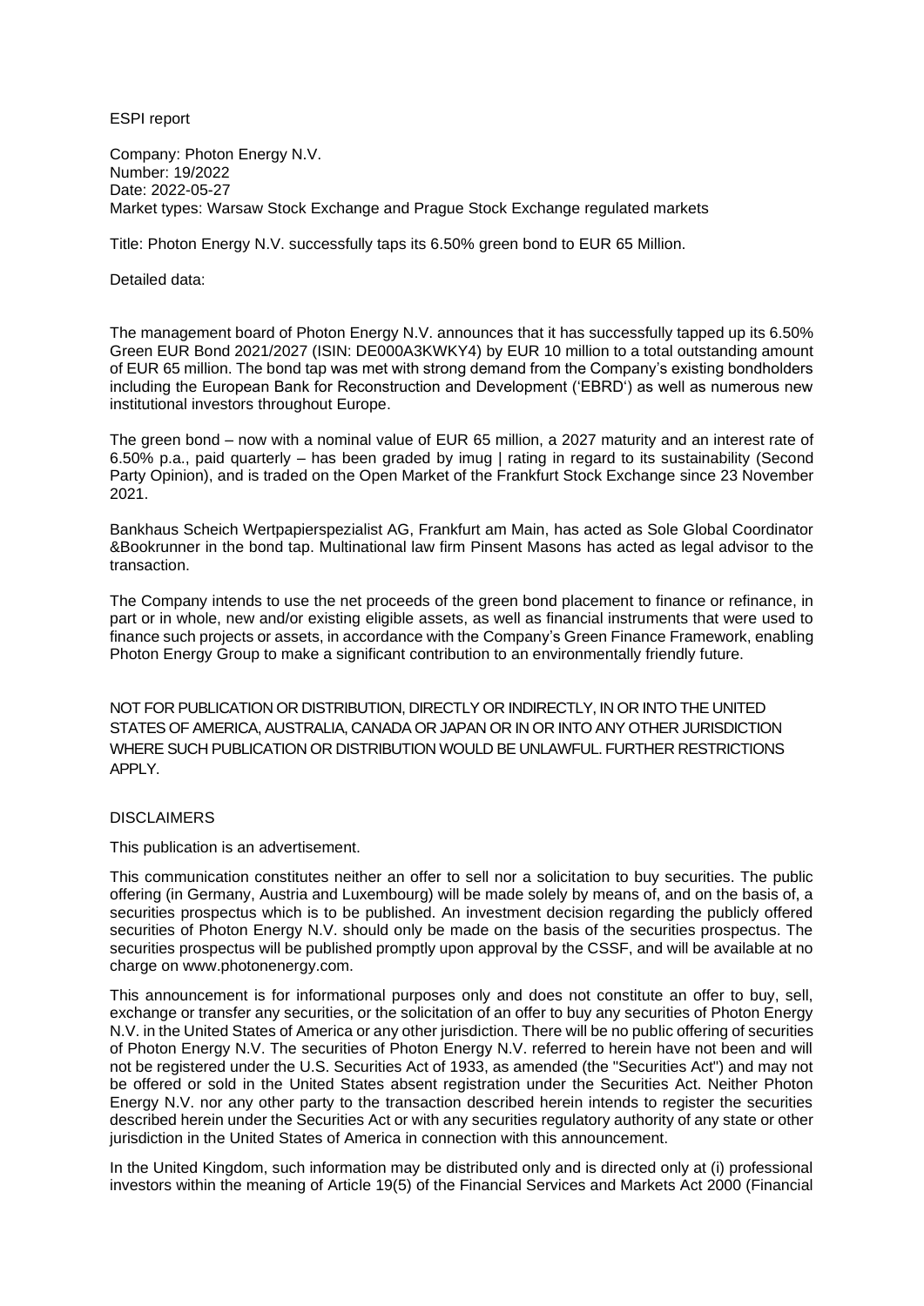ESPI report

Company: Photon Energy N.V.
Number: 19/2022
Date: 2022-05-27
Market types: Warsaw Stock Exchange and Prague Stock Exchange regulated markets

Title: Photon Energy N.V. successfully taps its 6.50% green bond to EUR 65 Million.

Detailed data:

The management board of Photon Energy N.V. announces that it has successfully tapped up its 6.50% Green EUR Bond 2021/2027 (ISIN: DE000A3KWKY4) by EUR 10 million to a total outstanding amount of EUR 65 million. The bond tap was met with strong demand from the Company's existing bondholders including the European Bank for Reconstruction and Development ('EBRD') as well as numerous new institutional investors throughout Europe.

The green bond – now with a nominal value of EUR 65 million, a 2027 maturity and an interest rate of 6.50% p.a., paid quarterly – has been graded by imug | rating in regard to its sustainability (Second Party Opinion), and is traded on the Open Market of the Frankfurt Stock Exchange since 23 November 2021.

Bankhaus Scheich Wertpapierspezialist AG, Frankfurt am Main, has acted as Sole Global Coordinator &Bookrunner in the bond tap. Multinational law firm Pinsent Masons has acted as legal advisor to the transaction.

The Company intends to use the net proceeds of the green bond placement to finance or refinance, in part or in whole, new and/or existing eligible assets, as well as financial instruments that were used to finance such projects or assets, in accordance with the Company's Green Finance Framework, enabling Photon Energy Group to make a significant contribution to an environmentally friendly future.

NOT FOR PUBLICATION OR DISTRIBUTION, DIRECTLY OR INDIRECTLY, IN OR INTO THE UNITED STATES OF AMERICA, AUSTRALIA, CANADA OR JAPAN OR IN OR INTO ANY OTHER JURISDICTION WHERE SUCH PUBLICATION OR DISTRIBUTION WOULD BE UNLAWFUL. FURTHER RESTRICTIONS APPLY.

DISCLAIMERS

This publication is an advertisement.

This communication constitutes neither an offer to sell nor a solicitation to buy securities. The public offering (in Germany, Austria and Luxembourg) will be made solely by means of, and on the basis of, a securities prospectus which is to be published. An investment decision regarding the publicly offered securities of Photon Energy N.V. should only be made on the basis of the securities prospectus. The securities prospectus will be published promptly upon approval by the CSSF, and will be available at no charge on www.photonenergy.com.

This announcement is for informational purposes only and does not constitute an offer to buy, sell, exchange or transfer any securities, or the solicitation of an offer to buy any securities of Photon Energy N.V. in the United States of America or any other jurisdiction. There will be no public offering of securities of Photon Energy N.V. The securities of Photon Energy N.V. referred to herein have not been and will not be registered under the U.S. Securities Act of 1933, as amended (the "Securities Act") and may not be offered or sold in the United States absent registration under the Securities Act. Neither Photon Energy N.V. nor any other party to the transaction described herein intends to register the securities described herein under the Securities Act or with any securities regulatory authority of any state or other jurisdiction in the United States of America in connection with this announcement.

In the United Kingdom, such information may be distributed only and is directed only at (i) professional investors within the meaning of Article 19(5) of the Financial Services and Markets Act 2000 (Financial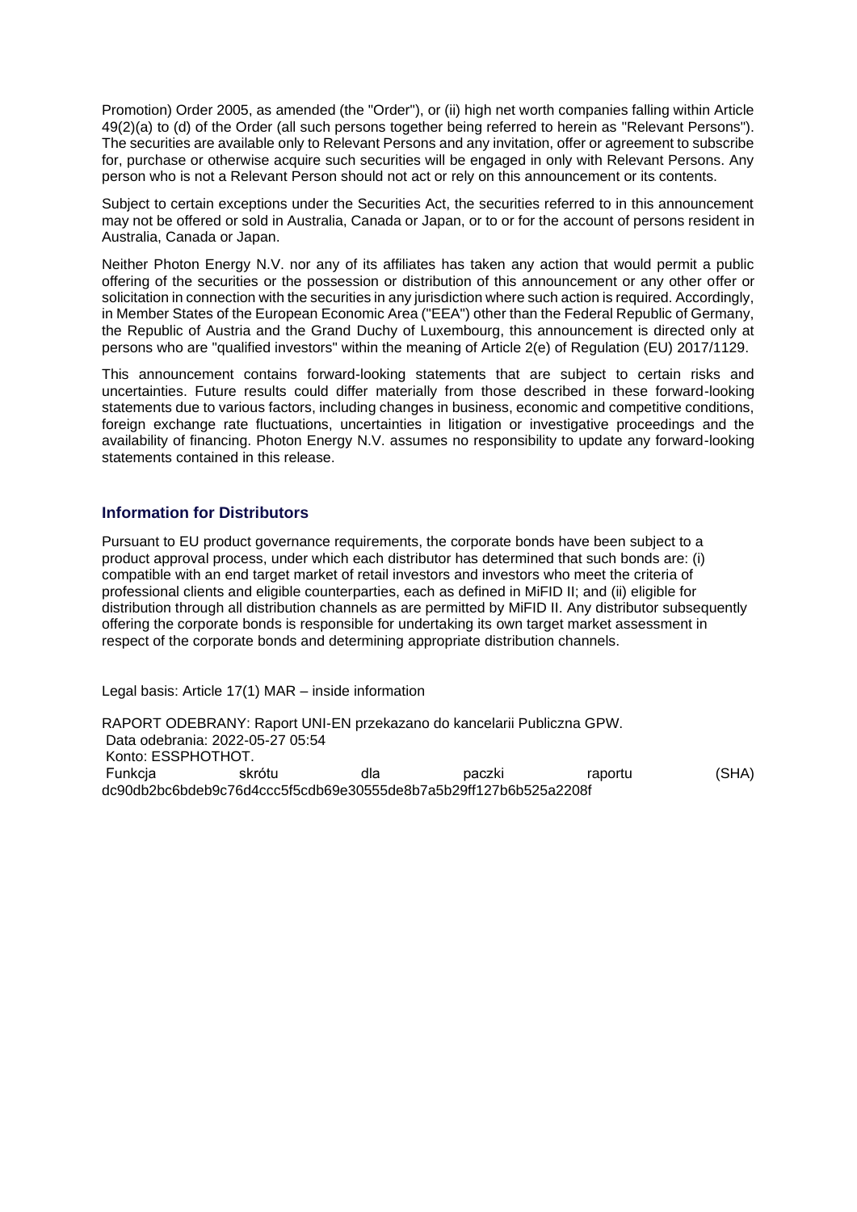Promotion) Order 2005, as amended (the "Order"), or (ii) high net worth companies falling within Article 49(2)(a) to (d) of the Order (all such persons together being referred to herein as "Relevant Persons"). The securities are available only to Relevant Persons and any invitation, offer or agreement to subscribe for, purchase or otherwise acquire such securities will be engaged in only with Relevant Persons. Any person who is not a Relevant Person should not act or rely on this announcement or its contents.

Subject to certain exceptions under the Securities Act, the securities referred to in this announcement may not be offered or sold in Australia, Canada or Japan, or to or for the account of persons resident in Australia, Canada or Japan.

Neither Photon Energy N.V. nor any of its affiliates has taken any action that would permit a public offering of the securities or the possession or distribution of this announcement or any other offer or solicitation in connection with the securities in any jurisdiction where such action is required. Accordingly, in Member States of the European Economic Area ("EEA") other than the Federal Republic of Germany, the Republic of Austria and the Grand Duchy of Luxembourg, this announcement is directed only at persons who are "qualified investors" within the meaning of Article 2(e) of Regulation (EU) 2017/1129.

This announcement contains forward-looking statements that are subject to certain risks and uncertainties. Future results could differ materially from those described in these forward-looking statements due to various factors, including changes in business, economic and competitive conditions, foreign exchange rate fluctuations, uncertainties in litigation or investigative proceedings and the availability of financing. Photon Energy N.V. assumes no responsibility to update any forward-looking statements contained in this release.

## Information for Distributors

Pursuant to EU product governance requirements, the corporate bonds have been subject to a product approval process, under which each distributor has determined that such bonds are: (i) compatible with an end target market of retail investors and investors who meet the criteria of professional clients and eligible counterparties, each as defined in MiFID II; and (ii) eligible for distribution through all distribution channels as are permitted by MiFID II. Any distributor subsequently offering the corporate bonds is responsible for undertaking its own target market assessment in respect of the corporate bonds and determining appropriate distribution channels.

Legal basis: Article 17(1) MAR – inside information

RAPORT ODEBRANY: Raport UNI-EN przekazano do kancelarii Publiczna GPW.
Data odebrania: 2022-05-27 05:54
Konto: ESSPHOTHOT.
Funkcja skrótu dla paczki raportu (SHA) dc90db2bc6bdeb9c76d4ccc5f5cdb69e30555de8b7a5b29ff127b6b525a2208f